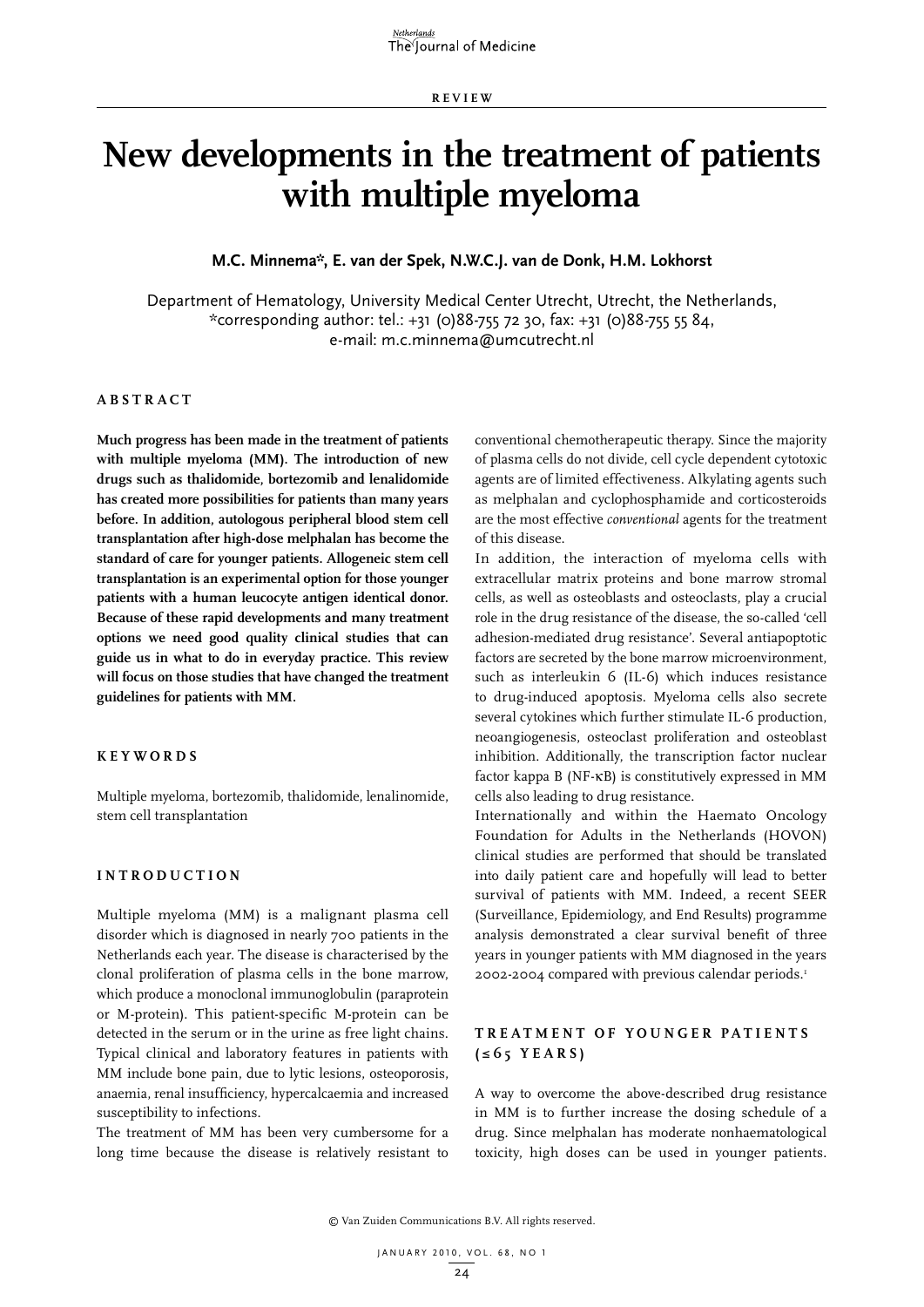REVIEW

# New developments in the treatment of patients with multiple myeloma

**M.C. Minnema*, E. van der Spek, N.W.C.J. van de Donk, H.M. Lokhorst**

Department of Hematology, University Medical Center Utrecht, Utrecht, the Netherlands, *corresponding author: tel.: +31 (0)88-755 72 30, fax: +31 (0)88-755 55 84, e-mail: m.c.minnema@umcutrecht.nl

## ABSTRACT

**Much progress has been made in the treatment of patients with multiple myeloma (MM). The introduction of new drugs such as thalidomide, bortezomib and lenalidomide has created more possibilities for patients than many years before. In addition, autologous peripheral blood stem cell transplantation after high-dose melphalan has become the standard of care for younger patients. Allogeneic stem cell transplantation is an experimental option for those younger patients with a human leucocyte antigen identical donor. Because of these rapid developments and many treatment options we need good quality clinical studies that can guide us in what to do in everyday practice. This review will focus on those studies that have changed the treatment guidelines for patients with MM.**

## KEYWORDS

Multiple myeloma, bortezomib, thalidomide, lenalinomide, stem cell transplantation

## INTRODUCTION

Multiple myeloma (MM) is a malignant plasma cell disorder which is diagnosed in nearly 700 patients in the Netherlands each year. The disease is characterised by the clonal proliferation of plasma cells in the bone marrow, which produce a monoclonal immunoglobulin (paraprotein or M-protein). This patient-specific M-protein can be detected in the serum or in the urine as free light chains. Typical clinical and laboratory features in patients with MM include bone pain, due to lytic lesions, osteoporosis, anaemia, renal insufficiency, hypercalcaemia and increased susceptibility to infections.

The treatment of MM has been very cumbersome for a long time because the disease is relatively resistant to conventional chemotherapeutic therapy. Since the majority of plasma cells do not divide, cell cycle dependent cytotoxic agents are of limited effectiveness. Alkylating agents such as melphalan and cyclophosphamide and corticosteroids are the most effective *conventional* agents for the treatment of this disease.

In addition, the interaction of myeloma cells with extracellular matrix proteins and bone marrow stromal cells, as well as osteoblasts and osteoclasts, play a crucial role in the drug resistance of the disease, the so-called 'cell adhesion-mediated drug resistance'. Several antiapoptotic factors are secreted by the bone marrow microenvironment, such as interleukin 6 (IL-6) which induces resistance to drug-induced apoptosis. Myeloma cells also secrete several cytokines which further stimulate IL-6 production, neoangiogenesis, osteoclast proliferation and osteoblast inhibition. Additionally, the transcription factor nuclear factor kappa B (NF-κB) is constitutively expressed in MM cells also leading to drug resistance.

Internationally and within the Haemato Oncology Foundation for Adults in the Netherlands (HOVON) clinical studies are performed that should be translated into daily patient care and hopefully will lead to better survival of patients with MM. Indeed, a recent SEER (Surveillance, Epidemiology, and End Results) programme analysis demonstrated a clear survival benefit of three years in younger patients with MM diagnosed in the years 2002-2004 compared with previous calendar periods.[1]

## TREATMENT OF YOUNGER PATIENTS (≤65 YEARS)

A way to overcome the above-described drug resistance in MM is to further increase the dosing schedule of a drug. Since melphalan has moderate nonhaematological toxicity, high doses can be used in younger patients.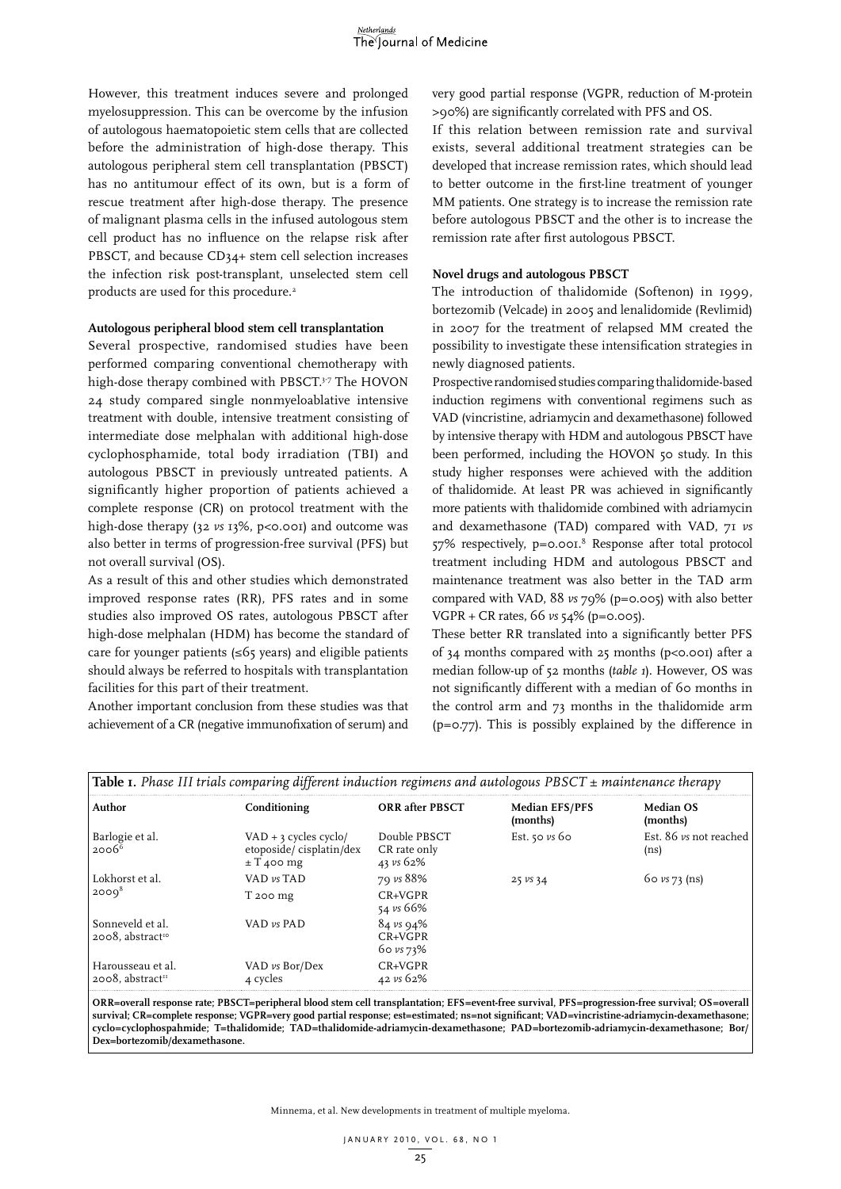However, this treatment induces severe and prolonged myelosuppression. This can be overcome by the infusion of autologous haematopoietic stem cells that are collected before the administration of high-dose therapy. This autologous peripheral stem cell transplantation (PBSCT) has no antitumour effect of its own, but is a form of rescue treatment after high-dose therapy. The presence of malignant plasma cells in the infused autologous stem cell product has no influence on the relapse risk after PBSCT, and because CD34+ stem cell selection increases the infection risk post-transplant, unselected stem cell products are used for this procedure.[2]

#### Autologous peripheral blood stem cell transplantation

Several prospective, randomised studies have been performed comparing conventional chemotherapy with high-dose therapy combined with PBSCT.[3-7] The HOVON 24 study compared single nonmyeloablative intensive treatment with double, intensive treatment consisting of intermediate dose melphalan with additional high-dose cyclophosphamide, total body irradiation (TBI) and autologous PBSCT in previously untreated patients. A significantly higher proportion of patients achieved a complete response (CR) on protocol treatment with the high-dose therapy (32 *vs* 13%, p<0.001) and outcome was also better in terms of progression-free survival (PFS) but not overall survival (OS).

As a result of this and other studies which demonstrated improved response rates (RR), PFS rates and in some studies also improved OS rates, autologous PBSCT after high-dose melphalan (HDM) has become the standard of care for younger patients (≤65 years) and eligible patients should always be referred to hospitals with transplantation facilities for this part of their treatment.

Another important conclusion from these studies was that achievement of a CR (negative immunofixation of serum) and very good partial response (VGPR, reduction of M-protein >90%) are significantly correlated with PFS and OS.

If this relation between remission rate and survival exists, several additional treatment strategies can be developed that increase remission rates, which should lead to better outcome in the first-line treatment of younger MM patients. One strategy is to increase the remission rate before autologous PBSCT and the other is to increase the remission rate after first autologous PBSCT.

#### Novel drugs and autologous PBSCT

The introduction of thalidomide (Softenon) in 1999, bortezomib (Velcade) in 2005 and lenalidomide (Revlimid) in 2007 for the treatment of relapsed MM created the possibility to investigate these intensification strategies in newly diagnosed patients.

Prospective randomised studies comparing thalidomide-based induction regimens with conventional regimens such as VAD (vincristine, adriamycin and dexamethasone) followed by intensive therapy with HDM and autologous PBSCT have been performed, including the HOVON 50 study. In this study higher responses were achieved with the addition of thalidomide. At least PR was achieved in significantly more patients with thalidomide combined with adriamycin and dexamethasone (TAD) compared with VAD, 71 *vs* 57% respectively, p=0.001.[8] Response after total protocol treatment including HDM and autologous PBSCT and maintenance treatment was also better in the TAD arm compared with VAD, 88 *vs* 79% (p=0.005) with also better VGPR + CR rates, 66 *vs* 54% (p=0.005).

These better RR translated into a significantly better PFS of 34 months compared with 25 months (p<0.001) after a median follow-up of 52 months (*table 1*). However, OS was not significantly different with a median of 60 months in the control arm and 73 months in the thalidomide arm (p=0.77). This is possibly explained by the difference in

**Table 1.** *Phase III trials comparing different induction regimens and autologous PBSCT ± maintenance therapy*

| Author | Conditioning | ORR after PBSCT | Median EFS/PFS (months) | Median OS (months) |
|---|---|---|---|---|
| Barlogie et al. 2006[6] | VAD + 3 cycles cyclo/ etoposide/ cisplatin/dex ± T 400 mg | Double PBSCT CR rate only 43 *vs* 62% | Est. 50 *vs* 60 | Est. 86 *vs* not reached (ns) |
| Lokhorst et al. 2009[8] | VAD *vs* TAD T 200 mg | 79 *vs* 88% CR+VGPR 54 *vs* 66% | 25 *vs* 34 | 60 *vs* 73 (ns) |
| Sonneveld et al. 2008, abstract[10] | VAD *vs* PAD | 84 *vs* 94% CR+VGPR 60 *vs* 73% | | |
| Harousseau et al. 2008, abstract[11] | VAD *vs* Bor/Dex 4 cycles | CR+VGPR 42 *vs* 62% | | |

**ORR=overall response rate; PBSCT=peripheral blood stem cell transplantation; EFS=event-free survival, PFS=progression-free survival; OS=overall survival; CR=complete response; VGPR=very good partial response; est=estimated; ns=not significant; VAD=vincristine-adriamycin-dexamethasone; cyclo=cyclophospahmide; T=thalidomide; TAD=thalidomide-adriamycin-dexamethasone; PAD=bortezomib-adriamycin-dexamethasone; Bor/Dex=bortezomib/dexamethasone.**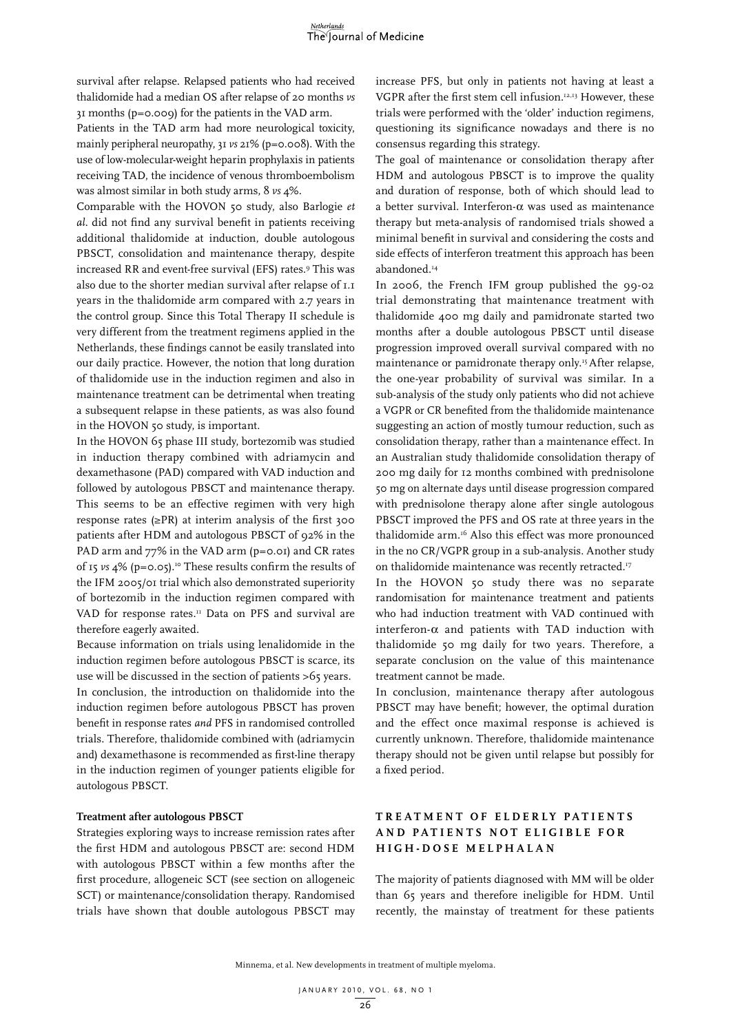survival after relapse. Relapsed patients who had received thalidomide had a median OS after relapse of 20 months *vs* 31 months (p=0.009) for the patients in the VAD arm.

Patients in the TAD arm had more neurological toxicity, mainly peripheral neuropathy, 31 *vs* 21% (p=0.008). With the use of low-molecular-weight heparin prophylaxis in patients receiving TAD, the incidence of venous thromboembolism was almost similar in both study arms, 8 *vs* 4%.

Comparable with the HOVON 50 study, also Barlogie *et al.* did not find any survival benefit in patients receiving additional thalidomide at induction, double autologous PBSCT, consolidation and maintenance therapy, despite increased RR and event-free survival (EFS) rates.[9] This was also due to the shorter median survival after relapse of 1.1 years in the thalidomide arm compared with 2.7 years in the control group. Since this Total Therapy II schedule is very different from the treatment regimens applied in the Netherlands, these findings cannot be easily translated into our daily practice. However, the notion that long duration of thalidomide use in the induction regimen and also in maintenance treatment can be detrimental when treating a subsequent relapse in these patients, as was also found in the HOVON 50 study, is important.

In the HOVON 65 phase III study, bortezomib was studied in induction therapy combined with adriamycin and dexamethasone (PAD) compared with VAD induction and followed by autologous PBSCT and maintenance therapy. This seems to be an effective regimen with very high response rates (≥PR) at interim analysis of the first 300 patients after HDM and autologous PBSCT of 92% in the PAD arm and 77% in the VAD arm (p=0.01) and CR rates of 15 *vs* 4% (p=0.05).[10] These results confirm the results of the IFM 2005/01 trial which also demonstrated superiority of bortezomib in the induction regimen compared with VAD for response rates.[11] Data on PFS and survival are therefore eagerly awaited.

Because information on trials using lenalidomide in the induction regimen before autologous PBSCT is scarce, its use will be discussed in the section of patients >65 years.

In conclusion, the introduction on thalidomide into the induction regimen before autologous PBSCT has proven benefit in response rates *and* PFS in randomised controlled trials. Therefore, thalidomide combined with (adriamycin and) dexamethasone is recommended as first-line therapy in the induction regimen of younger patients eligible for autologous PBSCT.

### Treatment after autologous PBSCT

Strategies exploring ways to increase remission rates after the first HDM and autologous PBSCT are: second HDM with autologous PBSCT within a few months after the first procedure, allogeneic SCT (see section on allogeneic SCT) or maintenance/consolidation therapy. Randomised trials have shown that double autologous PBSCT may increase PFS, but only in patients not having at least a VGPR after the first stem cell infusion.[12,13] However, these trials were performed with the 'older' induction regimens, questioning its significance nowadays and there is no consensus regarding this strategy.

The goal of maintenance or consolidation therapy after HDM and autologous PBSCT is to improve the quality and duration of response, both of which should lead to a better survival. Interferon-α was used as maintenance therapy but meta-analysis of randomised trials showed a minimal benefit in survival and considering the costs and side effects of interferon treatment this approach has been abandoned.[14]

In 2006, the French IFM group published the 99-02 trial demonstrating that maintenance treatment with thalidomide 400 mg daily and pamidronate started two months after a double autologous PBSCT until disease progression improved overall survival compared with no maintenance or pamidronate therapy only.[15] After relapse, the one-year probability of survival was similar. In a sub-analysis of the study only patients who did not achieve a VGPR or CR benefited from the thalidomide maintenance suggesting an action of mostly tumour reduction, such as consolidation therapy, rather than a maintenance effect. In an Australian study thalidomide consolidation therapy of 200 mg daily for 12 months combined with prednisolone 50 mg on alternate days until disease progression compared with prednisolone therapy alone after single autologous PBSCT improved the PFS and OS rate at three years in the thalidomide arm.[16] Also this effect was more pronounced in the no CR/VGPR group in a sub-analysis. Another study on thalidomide maintenance was recently retracted.[17]

In the HOVON 50 study there was no separate randomisation for maintenance treatment and patients who had induction treatment with VAD continued with interferon-α and patients with TAD induction with thalidomide 50 mg daily for two years. Therefore, a separate conclusion on the value of this maintenance treatment cannot be made.

In conclusion, maintenance therapy after autologous PBSCT may have benefit; however, the optimal duration and the effect once maximal response is achieved is currently unknown. Therefore, thalidomide maintenance therapy should not be given until relapse but possibly for a fixed period.

## TREATMENT OF ELDERLY PATIENTS AND PATIENTS NOT ELIGIBLE FOR HIGH-DOSE MELPHALAN

The majority of patients diagnosed with MM will be older than 65 years and therefore ineligible for HDM. Until recently, the mainstay of treatment for these patients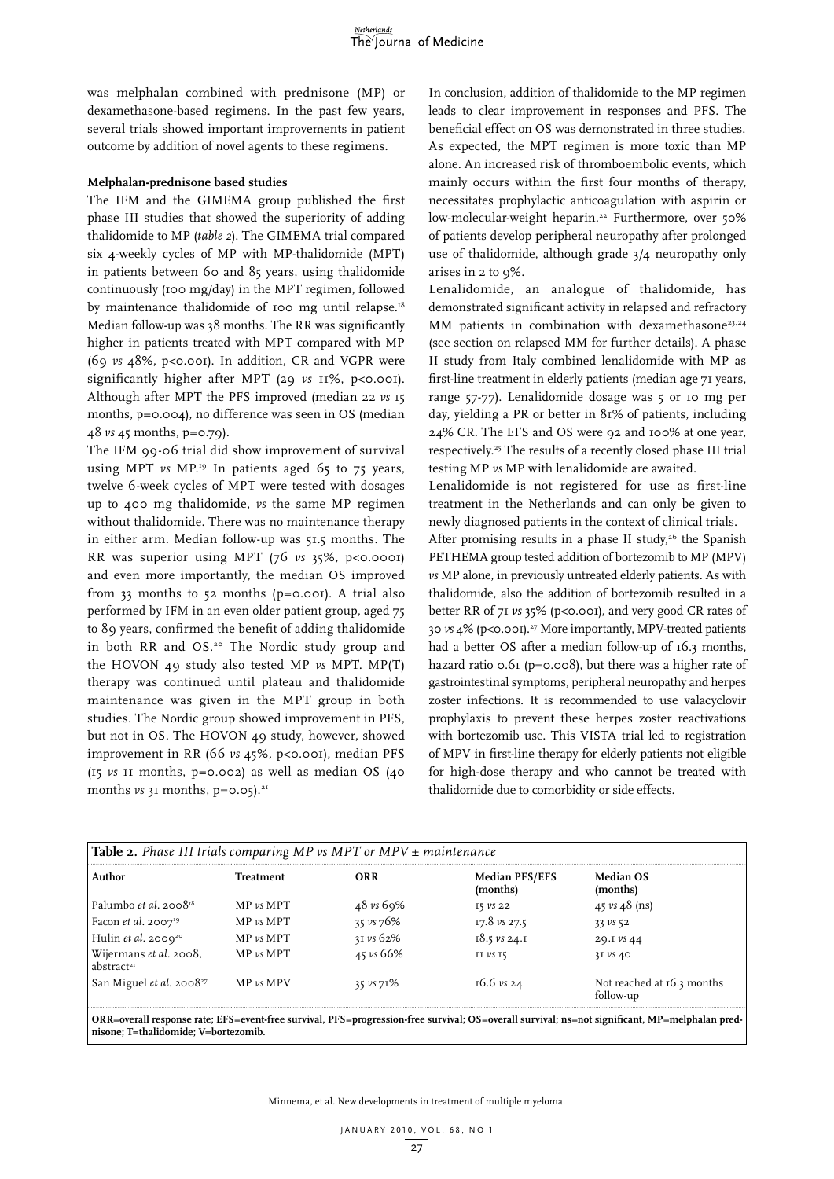was melphalan combined with prednisone (MP) or dexamethasone-based regimens. In the past few years, several trials showed important improvements in patient outcome by addition of novel agents to these regimens.

### Melphalan-prednisone based studies

The IFM and the GIMEMA group published the first phase III studies that showed the superiority of adding thalidomide to MP (*table 2*). The GIMEMA trial compared six 4-weekly cycles of MP with MP-thalidomide (MPT) in patients between 60 and 85 years, using thalidomide continuously (100 mg/day) in the MPT regimen, followed by maintenance thalidomide of 100 mg until relapse.[18] Median follow-up was 38 months. The RR was significantly higher in patients treated with MPT compared with MP (69 *vs* 48%, p<0.001). In addition, CR and VGPR were significantly higher after MPT (29 *vs* 11%, p<0.001). Although after MPT the PFS improved (median 22 *vs* 15 months, p=0.004), no difference was seen in OS (median 48 *vs* 45 months, p=0.79).

The IFM 99-06 trial did show improvement of survival using MPT *vs* MP.[19] In patients aged 65 to 75 years, twelve 6-week cycles of MPT were tested with dosages up to 400 mg thalidomide, *vs* the same MP regimen without thalidomide. There was no maintenance therapy in either arm. Median follow-up was 51.5 months. The RR was superior using MPT (76 *vs* 35%, p<0.0001) and even more importantly, the median OS improved from 33 months to 52 months (p=0.001). A trial also performed by IFM in an even older patient group, aged 75 to 89 years, confirmed the benefit of adding thalidomide in both RR and OS.[20] The Nordic study group and the HOVON 49 study also tested MP *vs* MPT. MP(T) therapy was continued until plateau and thalidomide maintenance was given in the MPT group in both studies. The Nordic group showed improvement in PFS, but not in OS. The HOVON 49 study, however, showed improvement in RR (66 *vs* 45%, p<0.001), median PFS (15 *vs* 11 months, p=0.002) as well as median OS (40 months *vs* 31 months, p=0.05).[21]

In conclusion, addition of thalidomide to the MP regimen leads to clear improvement in responses and PFS. The beneficial effect on OS was demonstrated in three studies. As expected, the MPT regimen is more toxic than MP alone. An increased risk of thromboembolic events, which mainly occurs within the first four months of therapy, necessitates prophylactic anticoagulation with aspirin or low-molecular-weight heparin.[22] Furthermore, over 50% of patients develop peripheral neuropathy after prolonged use of thalidomide, although grade 3/4 neuropathy only arises in 2 to 9%.

Lenalidomide, an analogue of thalidomide, has demonstrated significant activity in relapsed and refractory MM patients in combination with dexamethasone[23,24] (see section on relapsed MM for further details). A phase II study from Italy combined lenalidomide with MP as first-line treatment in elderly patients (median age 71 years, range 57-77). Lenalidomide dosage was 5 or 10 mg per day, yielding a PR or better in 81% of patients, including 24% CR. The EFS and OS were 92 and 100% at one year, respectively.[25] The results of a recently closed phase III trial testing MP *vs* MP with lenalidomide are awaited.

Lenalidomide is not registered for use as first-line treatment in the Netherlands and can only be given to newly diagnosed patients in the context of clinical trials.

After promising results in a phase II study,[26] the Spanish PETHEMA group tested addition of bortezomib to MP (MPV) *vs* MP alone, in previously untreated elderly patients. As with thalidomide, also the addition of bortezomib resulted in a better RR of 71 *vs* 35% (p<0.001), and very good CR rates of 30 *vs* 4% (p<0.001).[27] More importantly, MPV-treated patients had a better OS after a median follow-up of 16.3 months, hazard ratio 0.61 (p=0.008), but there was a higher rate of gastrointestinal symptoms, peripheral neuropathy and herpes zoster infections. It is recommended to use valacyclovir prophylaxis to prevent these herpes zoster reactivations with bortezomib use. This VISTA trial led to registration of MPV in first-line therapy for elderly patients not eligible for high-dose therapy and who cannot be treated with thalidomide due to comorbidity or side effects.

**Table 2.** *Phase III trials comparing MP vs MPT or MPV ± maintenance*

| Author | Treatment | ORR | Median PFS/EFS (months) | Median OS (months) |
|---|---|---|---|---|
| Palumbo *et al.* 2008[18] | MP *vs* MPT | 48 *vs* 69% | 15 *vs* 22 | 45 *vs* 48 (ns) |
| Facon *et al.* 2007[19] | MP *vs* MPT | 35 *vs* 76% | 17.8 *vs* 27.5 | 33 *vs* 52 |
| Hulin *et al.* 2009[20] | MP *vs* MPT | 31 *vs* 62% | 18.5 *vs* 24.1 | 29.1 *vs* 44 |
| Wijermans *et al.* 2008, abstract[21] | MP *vs* MPT | 45 *vs* 66% | 11 *vs* 15 | 31 *vs* 40 |
| San Miguel *et al.* 2008[27] | MP *vs* MPV | 35 *vs* 71% | 16.6 *vs* 24 | Not reached at 16.3 months follow-up |

**ORR=overall response rate; EFS=event-free survival, PFS=progression-free survival; OS=overall survival; ns=not significant, MP=melphalan prednisone; T=thalidomide; V=bortezomib.**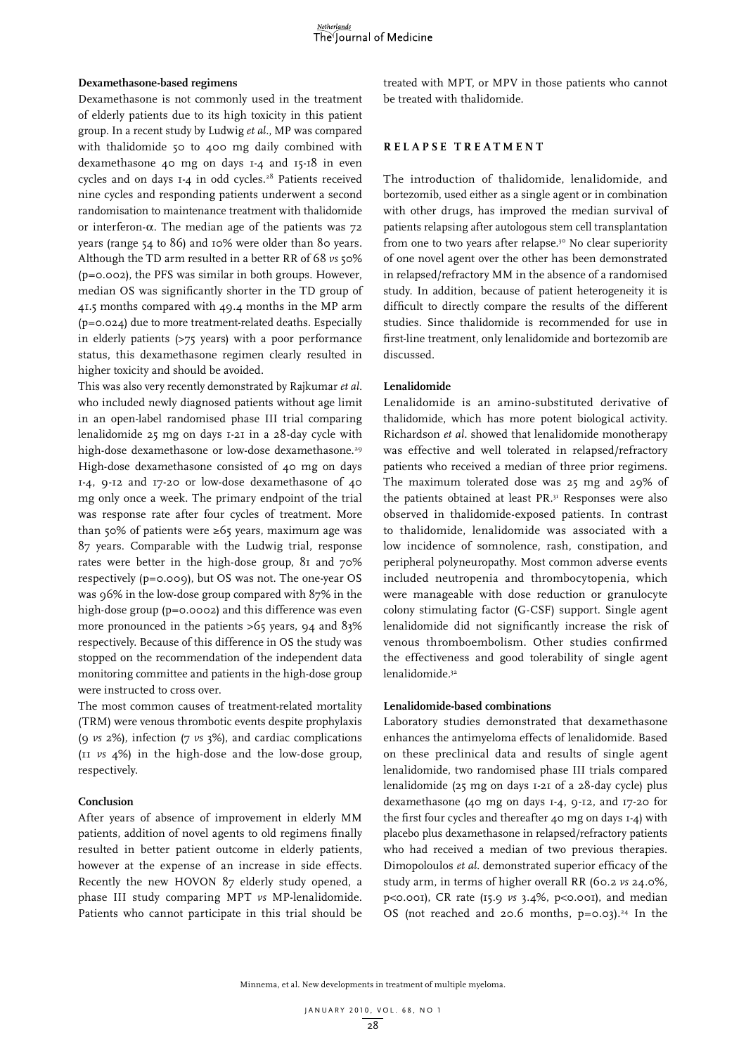### Dexamethasone-based regimens

Dexamethasone is not commonly used in the treatment of elderly patients due to its high toxicity in this patient group. In a recent study by Ludwig *et al.*, MP was compared with thalidomide 50 to 400 mg daily combined with dexamethasone 40 mg on days 1-4 and 15-18 in even cycles and on days 1-4 in odd cycles.[28] Patients received nine cycles and responding patients underwent a second randomisation to maintenance treatment with thalidomide or interferon-α. The median age of the patients was 72 years (range 54 to 86) and 10% were older than 80 years. Although the TD arm resulted in a better RR of 68 *vs* 50% (p=0.002), the PFS was similar in both groups. However, median OS was significantly shorter in the TD group of 41.5 months compared with 49.4 months in the MP arm (p=0.024) due to more treatment-related deaths. Especially in elderly patients (>75 years) with a poor performance status, this dexamethasone regimen clearly resulted in higher toxicity and should be avoided.

This was also very recently demonstrated by Rajkumar *et al.* who included newly diagnosed patients without age limit in an open-label randomised phase III trial comparing lenalidomide 25 mg on days 1-21 in a 28-day cycle with high-dose dexamethasone or low-dose dexamethasone.[29] High-dose dexamethasone consisted of 40 mg on days 1-4, 9-12 and 17-20 or low-dose dexamethasone of 40 mg only once a week. The primary endpoint of the trial was response rate after four cycles of treatment. More than 50% of patients were ≥65 years, maximum age was 87 years. Comparable with the Ludwig trial, response rates were better in the high-dose group, 81 and 70% respectively (p=0.009), but OS was not. The one-year OS was 96% in the low-dose group compared with 87% in the high-dose group (p=0.0002) and this difference was even more pronounced in the patients >65 years, 94 and 83% respectively. Because of this difference in OS the study was stopped on the recommendation of the independent data monitoring committee and patients in the high-dose group were instructed to cross over.

The most common causes of treatment-related mortality (TRM) were venous thrombotic events despite prophylaxis (9 *vs* 2%), infection (7 *vs* 3%), and cardiac complications (11 *vs* 4%) in the high-dose and the low-dose group, respectively.

### Conclusion

After years of absence of improvement in elderly MM patients, addition of novel agents to old regimens finally resulted in better patient outcome in elderly patients, however at the expense of an increase in side effects. Recently the new HOVON 87 elderly study opened, a phase III study comparing MPT *vs* MP-lenalidomide. Patients who cannot participate in this trial should be treated with MPT, or MPV in those patients who cannot be treated with thalidomide.

## RELAPSE TREATMENT

The introduction of thalidomide, lenalidomide, and bortezomib, used either as a single agent or in combination with other drugs, has improved the median survival of patients relapsing after autologous stem cell transplantation from one to two years after relapse.[30] No clear superiority of one novel agent over the other has been demonstrated in relapsed/refractory MM in the absence of a randomised study. In addition, because of patient heterogeneity it is difficult to directly compare the results of the different studies. Since thalidomide is recommended for use in first-line treatment, only lenalidomide and bortezomib are discussed.

### Lenalidomide

Lenalidomide is an amino-substituted derivative of thalidomide, which has more potent biological activity. Richardson *et al*. showed that lenalidomide monotherapy was effective and well tolerated in relapsed/refractory patients who received a median of three prior regimens. The maximum tolerated dose was 25 mg and 29% of the patients obtained at least PR.[31] Responses were also observed in thalidomide-exposed patients. In contrast to thalidomide, lenalidomide was associated with a low incidence of somnolence, rash, constipation, and peripheral polyneuropathy. Most common adverse events included neutropenia and thrombocytopenia, which were manageable with dose reduction or granulocyte colony stimulating factor (G-CSF) support. Single agent lenalidomide did not significantly increase the risk of venous thromboembolism. Other studies confirmed the effectiveness and good tolerability of single agent lenalidomide.[32]

### Lenalidomide-based combinations

Laboratory studies demonstrated that dexamethasone enhances the antimyeloma effects of lenalidomide. Based on these preclinical data and results of single agent lenalidomide, two randomised phase III trials compared lenalidomide (25 mg on days 1-21 of a 28-day cycle) plus dexamethasone (40 mg on days 1-4, 9-12, and 17-20 for the first four cycles and thereafter 40 mg on days 1-4) with placebo plus dexamethasone in relapsed/refractory patients who had received a median of two previous therapies. Dimopoloulos *et al*. demonstrated superior efficacy of the study arm, in terms of higher overall RR (60.2 *vs* 24.0%, p<0.001), CR rate (15.9 *vs* 3.4%, p<0.001), and median OS (not reached and 20.6 months, p=0.03).[24] In the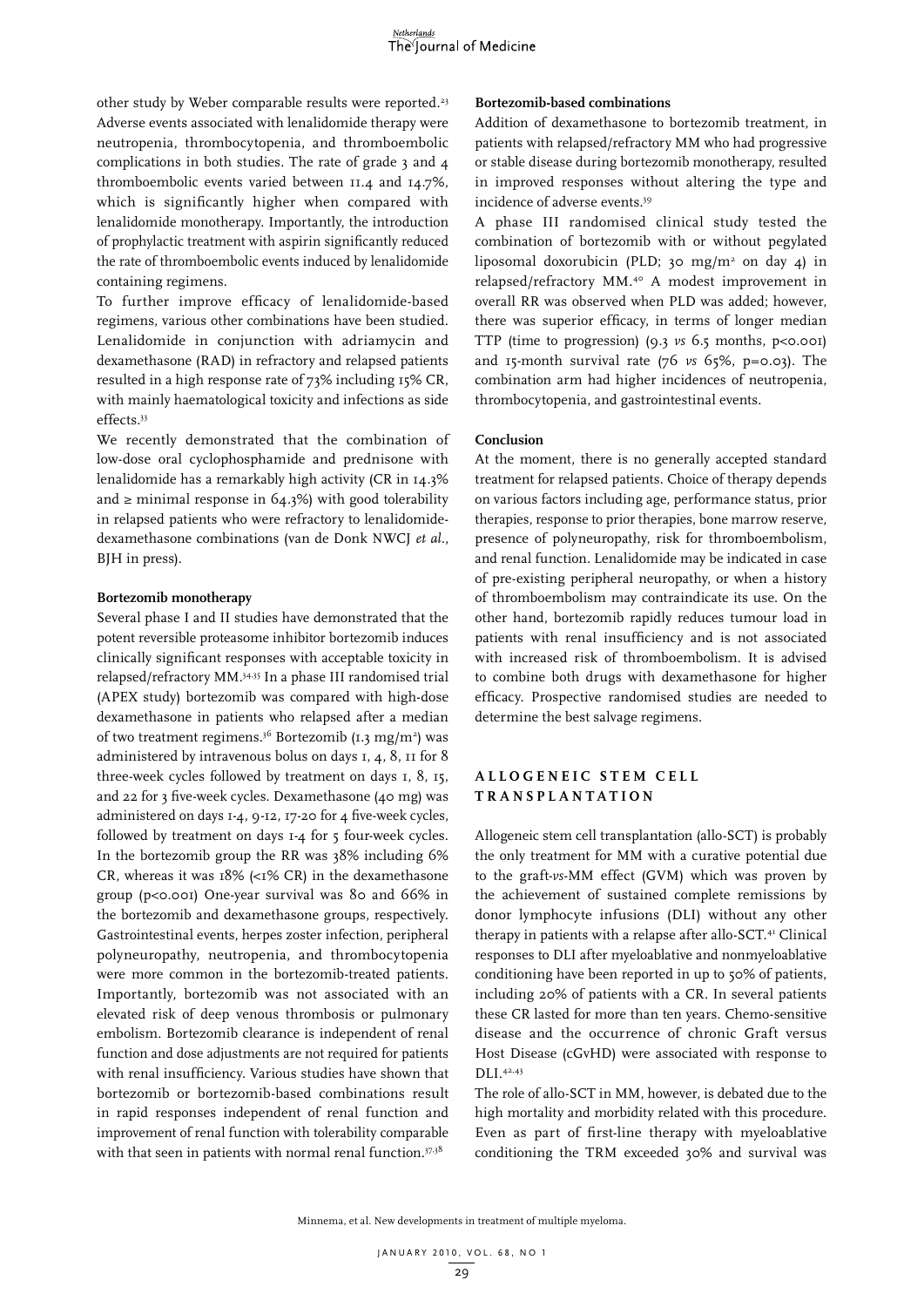other study by Weber comparable results were reported.[23] Adverse events associated with lenalidomide therapy were neutropenia, thrombocytopenia, and thromboembolic complications in both studies. The rate of grade 3 and 4 thromboembolic events varied between 11.4 and 14.7%, which is significantly higher when compared with lenalidomide monotherapy. Importantly, the introduction of prophylactic treatment with aspirin significantly reduced the rate of thromboembolic events induced by lenalidomide containing regimens.

To further improve efficacy of lenalidomide-based regimens, various other combinations have been studied. Lenalidomide in conjunction with adriamycin and dexamethasone (RAD) in refractory and relapsed patients resulted in a high response rate of 73% including 15% CR, with mainly haematological toxicity and infections as side effects.[33]

We recently demonstrated that the combination of low-dose oral cyclophosphamide and prednisone with lenalidomide has a remarkably high activity (CR in 14.3% and ≥ minimal response in 64.3%) with good tolerability in relapsed patients who were refractory to lenalidomide-dexamethasone combinations (van de Donk NWCJ *et al.*, BJH in press).

**Bortezomib monotherapy**

Several phase I and II studies have demonstrated that the potent reversible proteasome inhibitor bortezomib induces clinically significant responses with acceptable toxicity in relapsed/refractory MM.[34,35] In a phase III randomised trial (APEX study) bortezomib was compared with high-dose dexamethasone in patients who relapsed after a median of two treatment regimens.[36] Bortezomib (1.3 mg/m$^2$) was administered by intravenous bolus on days 1, 4, 8, 11 for 8 three-week cycles followed by treatment on days 1, 8, 15, and 22 for 3 five-week cycles. Dexamethasone (40 mg) was administered on days 1-4, 9-12, 17-20 for 4 five-week cycles, followed by treatment on days 1-4 for 5 four-week cycles. In the bortezomib group the RR was 38% including 6% CR, whereas it was 18% (<1% CR) in the dexamethasone group (p<0.001) One-year survival was 80 and 66% in the bortezomib and dexamethasone groups, respectively. Gastrointestinal events, herpes zoster infection, peripheral polyneuropathy, neutropenia, and thrombocytopenia were more common in the bortezomib-treated patients. Importantly, bortezomib was not associated with an elevated risk of deep venous thrombosis or pulmonary embolism. Bortezomib clearance is independent of renal function and dose adjustments are not required for patients with renal insufficiency. Various studies have shown that bortezomib or bortezomib-based combinations result in rapid responses independent of renal function and improvement of renal function with tolerability comparable with that seen in patients with normal renal function.[37,38]

**Bortezomib-based combinations**

Addition of dexamethasone to bortezomib treatment, in patients with relapsed/refractory MM who had progressive or stable disease during bortezomib monotherapy, resulted in improved responses without altering the type and incidence of adverse events.[39]

A phase III randomised clinical study tested the combination of bortezomib with or without pegylated liposomal doxorubicin (PLD; 30 mg/m$^2$ on day 4) in relapsed/refractory MM.[40] A modest improvement in overall RR was observed when PLD was added; however, there was superior efficacy, in terms of longer median TTP (time to progression) (9.3 *vs* 6.5 months, p<0.001) and 15-month survival rate (76 *vs* 65%, p=0.03). The combination arm had higher incidences of neutropenia, thrombocytopenia, and gastrointestinal events.

**Conclusion**

At the moment, there is no generally accepted standard treatment for relapsed patients. Choice of therapy depends on various factors including age, performance status, prior therapies, response to prior therapies, bone marrow reserve, presence of polyneuropathy, risk for thromboembolism, and renal function. Lenalidomide may be indicated in case of pre-existing peripheral neuropathy, or when a history of thromboembolism may contraindicate its use. On the other hand, bortezomib rapidly reduces tumour load in patients with renal insufficiency and is not associated with increased risk of thromboembolism. It is advised to combine both drugs with dexamethasone for higher efficacy. Prospective randomised studies are needed to determine the best salvage regimens.

## ALLOGENEIC STEM CELL TRANSPLANTATION

Allogeneic stem cell transplantation (allo-SCT) is probably the only treatment for MM with a curative potential due to the graft-*vs*-MM effect (GVM) which was proven by the achievement of sustained complete remissions by donor lymphocyte infusions (DLI) without any other therapy in patients with a relapse after allo-SCT.[41] Clinical responses to DLI after myeloablative and nonmyeloablative conditioning have been reported in up to 50% of patients, including 20% of patients with a CR. In several patients these CR lasted for more than ten years. Chemo-sensitive disease and the occurrence of chronic Graft versus Host Disease (cGvHD) were associated with response to DLI.[42,43]

The role of allo-SCT in MM, however, is debated due to the high mortality and morbidity related with this procedure. Even as part of first-line therapy with myeloablative conditioning the TRM exceeded 30% and survival was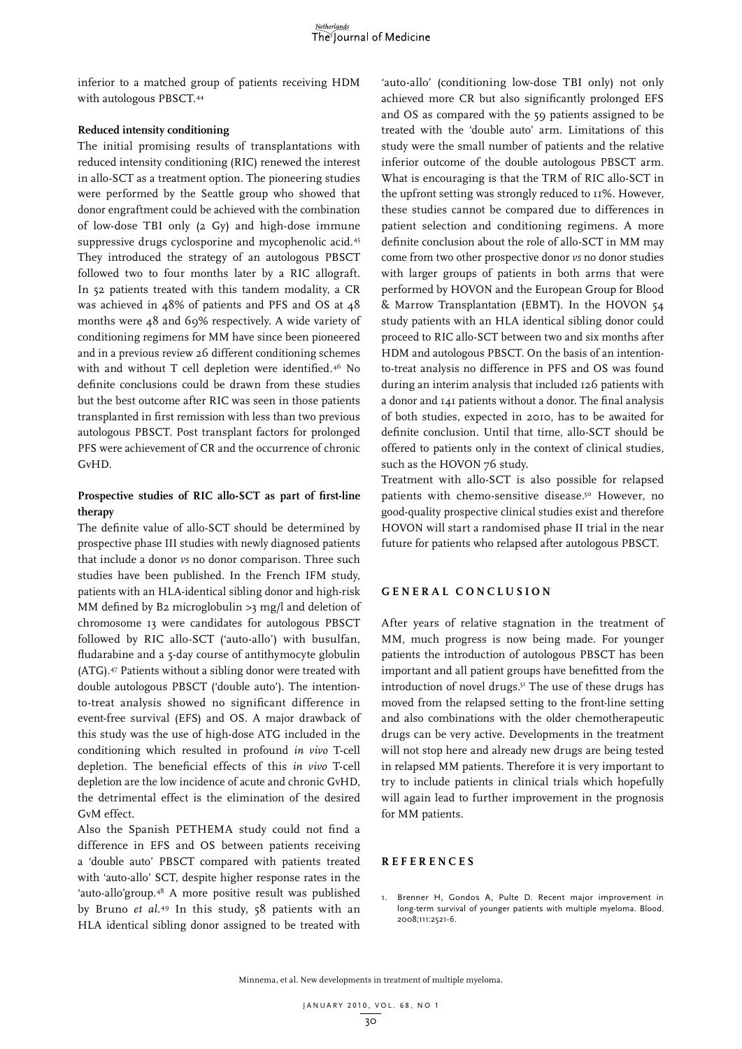inferior to a matched group of patients receiving HDM with autologous PBSCT.[44]

**Reduced intensity conditioning**

The initial promising results of transplantations with reduced intensity conditioning (RIC) renewed the interest in allo-SCT as a treatment option. The pioneering studies were performed by the Seattle group who showed that donor engraftment could be achieved with the combination of low-dose TBI only (2 Gy) and high-dose immune suppressive drugs cyclosporine and mycophenolic acid.[45] They introduced the strategy of an autologous PBSCT followed two to four months later by a RIC allograft. In 52 patients treated with this tandem modality, a CR was achieved in 48% of patients and PFS and OS at 48 months were 48 and 69% respectively. A wide variety of conditioning regimens for MM have since been pioneered and in a previous review 26 different conditioning schemes with and without T cell depletion were identified.[46] No definite conclusions could be drawn from these studies but the best outcome after RIC was seen in those patients transplanted in first remission with less than two previous autologous PBSCT. Post transplant factors for prolonged PFS were achievement of CR and the occurrence of chronic GvHD.

**Prospective studies of RIC allo-SCT as part of first-line therapy**

The definite value of allo-SCT should be determined by prospective phase III studies with newly diagnosed patients that include a donor *vs* no donor comparison. Three such studies have been published. In the French IFM study, patients with an HLA-identical sibling donor and high-risk MM defined by B2 microglobulin >3 mg/l and deletion of chromosome 13 were candidates for autologous PBSCT followed by RIC allo-SCT ('auto-allo') with busulfan, fludarabine and a 5-day course of antithymocyte globulin (ATG).[47] Patients without a sibling donor were treated with double autologous PBSCT ('double auto'). The intention-to-treat analysis showed no significant difference in event-free survival (EFS) and OS. A major drawback of this study was the use of high-dose ATG included in the conditioning which resulted in profound *in vivo* T-cell depletion. The beneficial effects of this *in vivo* T-cell depletion are the low incidence of acute and chronic GvHD, the detrimental effect is the elimination of the desired GvM effect.

Also the Spanish PETHEMA study could not find a difference in EFS and OS between patients receiving a 'double auto' PBSCT compared with patients treated with 'auto-allo' SCT, despite higher response rates in the 'auto-allo'group.[48] A more positive result was published by Bruno *et al.*[49] In this study, 58 patients with an HLA identical sibling donor assigned to be treated with 'auto-allo' (conditioning low-dose TBI only) not only achieved more CR but also significantly prolonged EFS and OS as compared with the 59 patients assigned to be treated with the 'double auto' arm. Limitations of this study were the small number of patients and the relative inferior outcome of the double autologous PBSCT arm. What is encouraging is that the TRM of RIC allo-SCT in the upfront setting was strongly reduced to 11%. However, these studies cannot be compared due to differences in patient selection and conditioning regimens. A more definite conclusion about the role of allo-SCT in MM may come from two other prospective donor *vs* no donor studies with larger groups of patients in both arms that were performed by HOVON and the European Group for Blood & Marrow Transplantation (EBMT). In the HOVON 54 study patients with an HLA identical sibling donor could proceed to RIC allo-SCT between two and six months after HDM and autologous PBSCT. On the basis of an intention-to-treat analysis no difference in PFS and OS was found during an interim analysis that included 126 patients with a donor and 141 patients without a donor. The final analysis of both studies, expected in 2010, has to be awaited for definite conclusion. Until that time, allo-SCT should be offered to patients only in the context of clinical studies, such as the HOVON 76 study.

Treatment with allo-SCT is also possible for relapsed patients with chemo-sensitive disease.[50] However, no good-quality prospective clinical studies exist and therefore HOVON will start a randomised phase II trial in the near future for patients who relapsed after autologous PBSCT.

## GENERAL CONCLUSION

After years of relative stagnation in the treatment of MM, much progress is now being made. For younger patients the introduction of autologous PBSCT has been important and all patient groups have benefitted from the introduction of novel drugs.[51] The use of these drugs has moved from the relapsed setting to the front-line setting and also combinations with the older chemotherapeutic drugs can be very active. Developments in the treatment will not stop here and already new drugs are being tested in relapsed MM patients. Therefore it is very important to try to include patients in clinical trials which hopefully will again lead to further improvement in the prognosis for MM patients.

## REFERENCES

1. Brenner H, Gondos A, Pulte D. Recent major improvement in long-term survival of younger patients with multiple myeloma. Blood. 2008;111:2521-6.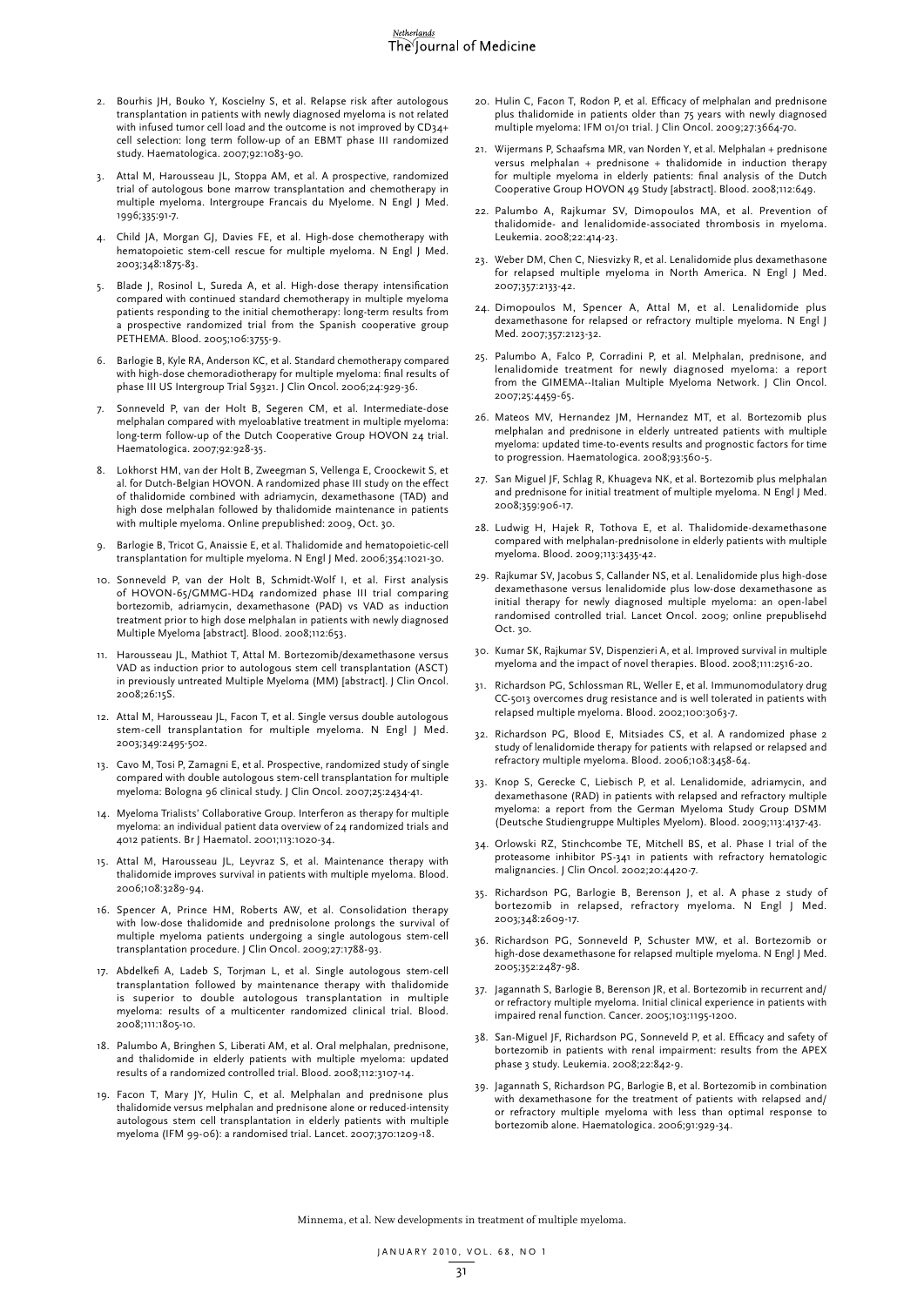2. Bourhis JH, Bouko Y, Koscielny S, et al. Relapse risk after autologous transplantation in patients with newly diagnosed myeloma is not related with infused tumor cell load and the outcome is not improved by CD34+ cell selection: long term follow-up of an EBMT phase III randomized study. Haematologica. 2007;92:1083-90.

3. Attal M, Harousseau JL, Stoppa AM, et al. A prospective, randomized trial of autologous bone marrow transplantation and chemotherapy in multiple myeloma. Intergroupe Francais du Myelome. N Engl J Med. 1996;335:91-7.

4. Child JA, Morgan GJ, Davies FE, et al. High-dose chemotherapy with hematopoietic stem-cell rescue for multiple myeloma. N Engl J Med. 2003;348:1875-83.

5. Blade J, Rosinol L, Sureda A, et al. High-dose therapy intensification compared with continued standard chemotherapy in multiple myeloma patients responding to the initial chemotherapy: long-term results from a prospective randomized trial from the Spanish cooperative group PETHEMA. Blood. 2005;106:3755-9.

6. Barlogie B, Kyle RA, Anderson KC, et al. Standard chemotherapy compared with high-dose chemoradiotherapy for multiple myeloma: final results of phase III US Intergroup Trial S9321. J Clin Oncol. 2006;24:929-36.

7. Sonneveld P, van der Holt B, Segeren CM, et al. Intermediate-dose melphalan compared with myeloablative treatment in multiple myeloma: long-term follow-up of the Dutch Cooperative Group HOVON 24 trial. Haematologica. 2007;92:928-35.

8. Lokhorst HM, van der Holt B, Zweegman S, Vellenga E, Croockewit S, et al. for Dutch-Belgian HOVON. A randomized phase III study on the effect of thalidomide combined with adriamycin, dexamethasone (TAD) and high dose melphalan followed by thalidomide maintenance in patients with multiple myeloma. Online prepublished: 2009, Oct. 30.

9. Barlogie B, Tricot G, Anaissie E, et al. Thalidomide and hematopoietic-cell transplantation for multiple myeloma. N Engl J Med. 2006;354:1021-30.

10. Sonneveld P, van der Holt B, Schmidt-Wolf I, et al. First analysis of HOVON-65/GMMG-HD4 randomized phase III trial comparing bortezomib, adriamycin, dexamethasone (PAD) vs VAD as induction treatment prior to high dose melphalan in patients with newly diagnosed Multiple Myeloma [abstract]. Blood. 2008;112:653.

11. Harousseau JL, Mathiot T, Attal M. Bortezomib/dexamethasone versus VAD as induction prior to autologous stem cell transplantation (ASCT) in previously untreated Multiple Myeloma (MM) [abstract]. J Clin Oncol. 2008;26:15S.

12. Attal M, Harousseau JL, Facon T, et al. Single versus double autologous stem-cell transplantation for multiple myeloma. N Engl J Med. 2003;349:2495-502.

13. Cavo M, Tosi P, Zamagni E, et al. Prospective, randomized study of single compared with double autologous stem-cell transplantation for multiple myeloma: Bologna 96 clinical study. J Clin Oncol. 2007;25:2434-41.

14. Myeloma Trialists' Collaborative Group. Interferon as therapy for multiple myeloma: an individual patient data overview of 24 randomized trials and 4012 patients. Br J Haematol. 2001;113:1020-34.

15. Attal M, Harousseau JL, Leyvraz S, et al. Maintenance therapy with thalidomide improves survival in patients with multiple myeloma. Blood. 2006;108:3289-94.

16. Spencer A, Prince HM, Roberts AW, et al. Consolidation therapy with low-dose thalidomide and prednisolone prolongs the survival of multiple myeloma patients undergoing a single autologous stem-cell transplantation procedure. J Clin Oncol. 2009;27:1788-93.

17. Abdelkefi A, Ladeb S, Torjman L, et al. Single autologous stem-cell transplantation followed by maintenance therapy with thalidomide is superior to double autologous transplantation in multiple myeloma: results of a multicenter randomized clinical trial. Blood. 2008;111:1805-10.

18. Palumbo A, Bringhen S, Liberati AM, et al. Oral melphalan, prednisone, and thalidomide in elderly patients with multiple myeloma: updated results of a randomized controlled trial. Blood. 2008;112:3107-14.

19. Facon T, Mary JY, Hulin C, et al. Melphalan and prednisone plus thalidomide versus melphalan and prednisone alone or reduced-intensity autologous stem cell transplantation in elderly patients with multiple myeloma (IFM 99-06): a randomised trial. Lancet. 2007;370:1209-18.

20. Hulin C, Facon T, Rodon P, et al. Efficacy of melphalan and prednisone plus thalidomide in patients older than 75 years with newly diagnosed multiple myeloma: IFM 01/01 trial. J Clin Oncol. 2009;27:3664-70.

21. Wijermans P, Schaafsma MR, van Norden Y, et al. Melphalan + prednisone versus melphalan + prednisone + thalidomide in induction therapy for multiple myeloma in elderly patients: final analysis of the Dutch Cooperative Group HOVON 49 Study [abstract]. Blood. 2008;112:649.

22. Palumbo A, Rajkumar SV, Dimopoulos MA, et al. Prevention of thalidomide- and lenalidomide-associated thrombosis in myeloma. Leukemia. 2008;22:414-23.

23. Weber DM, Chen C, Niesvizky R, et al. Lenalidomide plus dexamethasone for relapsed multiple myeloma in North America. N Engl J Med. 2007;357:2133-42.

24. Dimopoulos M, Spencer A, Attal M, et al. Lenalidomide plus dexamethasone for relapsed or refractory multiple myeloma. N Engl J Med. 2007;357:2123-32.

25. Palumbo A, Falco P, Corradini P, et al. Melphalan, prednisone, and lenalidomide treatment for newly diagnosed myeloma: a report from the GIMEMA--Italian Multiple Myeloma Network. J Clin Oncol. 2007;25:4459-65.

26. Mateos MV, Hernandez JM, Hernandez MT, et al. Bortezomib plus melphalan and prednisone in elderly untreated patients with multiple myeloma: updated time-to-events results and prognostic factors for time to progression. Haematologica. 2008;93:560-5.

27. San Miguel JF, Schlag R, Khuageva NK, et al. Bortezomib plus melphalan and prednisone for initial treatment of multiple myeloma. N Engl J Med. 2008;359:906-17.

28. Ludwig H, Hajek R, Tothova E, et al. Thalidomide-dexamethasone compared with melphalan-prednisolone in elderly patients with multiple myeloma. Blood. 2009;113:3435-42.

29. Rajkumar SV, Jacobus S, Callander NS, et al. Lenalidomide plus high-dose dexamethasone versus lenalidomide plus low-dose dexamethasone as initial therapy for newly diagnosed multiple myeloma: an open-label randomised controlled trial. Lancet Oncol. 2009; online prepublisehd Oct. 30.

30. Kumar SK, Rajkumar SV, Dispenzieri A, et al. Improved survival in multiple myeloma and the impact of novel therapies. Blood. 2008;111:2516-20.

31. Richardson PG, Schlossman RL, Weller E, et al. Immunomodulatory drug CC-5013 overcomes drug resistance and is well tolerated in patients with relapsed multiple myeloma. Blood. 2002;100:3063-7.

32. Richardson PG, Blood E, Mitsiades CS, et al. A randomized phase 2 study of lenalidomide therapy for patients with relapsed or relapsed and refractory multiple myeloma. Blood. 2006;108:3458-64.

33. Knop S, Gerecke C, Liebisch P, et al. Lenalidomide, adriamycin, and dexamethasone (RAD) in patients with relapsed and refractory multiple myeloma: a report from the German Myeloma Study Group DSMM (Deutsche Studiengruppe Multiples Myelom). Blood. 2009;113:4137-43.

34. Orlowski RZ, Stinchcombe TE, Mitchell BS, et al. Phase I trial of the proteasome inhibitor PS-341 in patients with refractory hematologic malignancies. J Clin Oncol. 2002;20:4420-7.

35. Richardson PG, Barlogie B, Berenson J, et al. A phase 2 study of bortezomib in relapsed, refractory myeloma. N Engl J Med. 2003;348:2609-17.

36. Richardson PG, Sonneveld P, Schuster MW, et al. Bortezomib or high-dose dexamethasone for relapsed multiple myeloma. N Engl J Med. 2005;352:2487-98.

37. Jagannath S, Barlogie B, Berenson JR, et al. Bortezomib in recurrent and/or refractory multiple myeloma. Initial clinical experience in patients with impaired renal function. Cancer. 2005;103:1195-1200.

38. San-Miguel JF, Richardson PG, Sonneveld P, et al. Efficacy and safety of bortezomib in patients with renal impairment: results from the APEX phase 3 study. Leukemia. 2008;22:842-9.

39. Jagannath S, Richardson PG, Barlogie B, et al. Bortezomib in combination with dexamethasone for the treatment of patients with relapsed and/or refractory multiple myeloma with less than optimal response to bortezomib alone. Haematologica. 2006;91:929-34.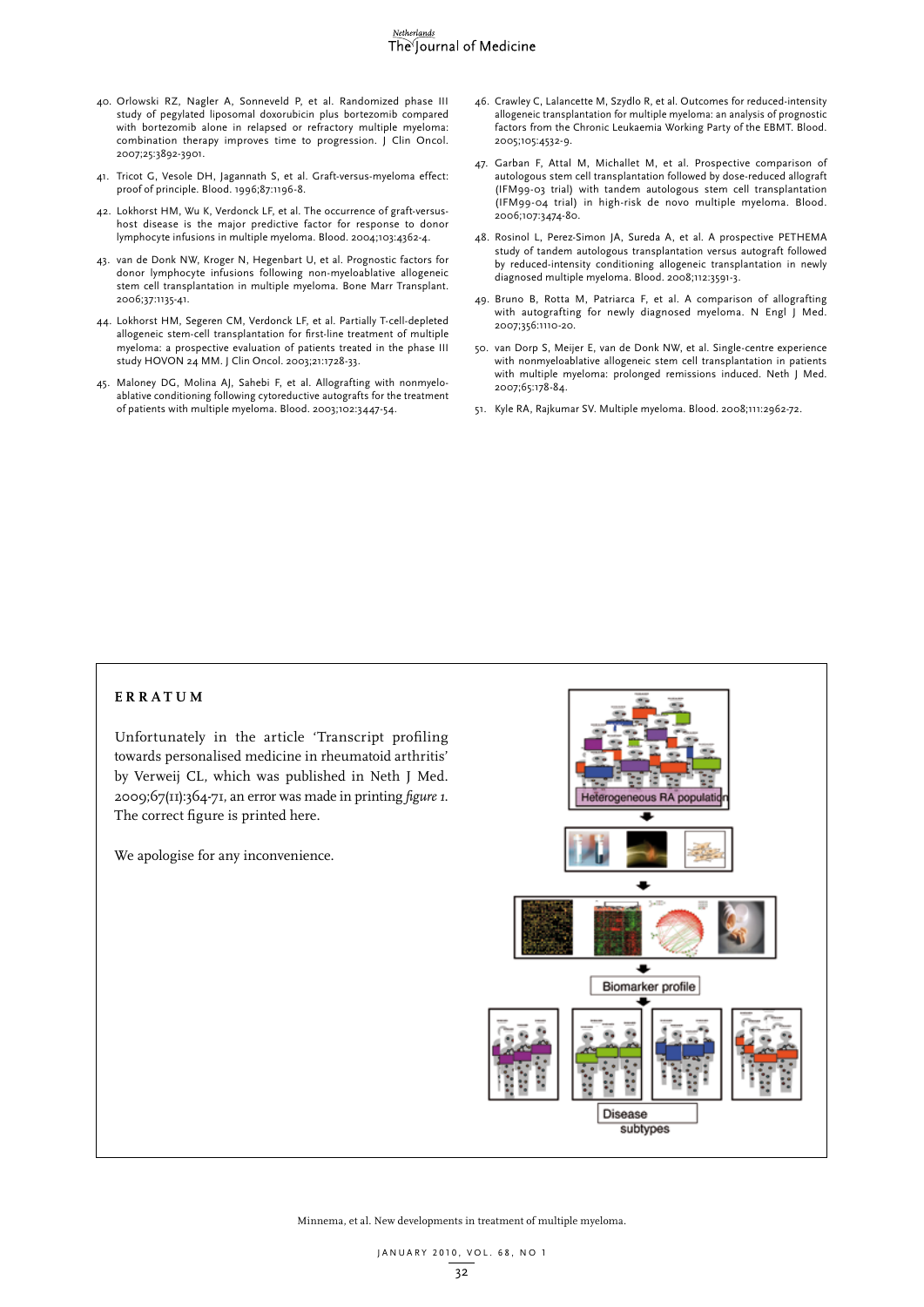40. Orlowski RZ, Nagler A, Sonneveld P, et al. Randomized phase III study of pegylated liposomal doxorubicin plus bortezomib compared with bortezomib alone in relapsed or refractory multiple myeloma: combination therapy improves time to progression. J Clin Oncol. 2007;25:3892-3901.
41. Tricot G, Vesole DH, Jagannath S, et al. Graft-versus-myeloma effect: proof of principle. Blood. 1996;87:1196-8.
42. Lokhorst HM, Wu K, Verdonck LF, et al. The occurrence of graft-versus-host disease is the major predictive factor for response to donor lymphocyte infusions in multiple myeloma. Blood. 2004;103:4362-4.
43. van de Donk NW, Kroger N, Hegenbart U, et al. Prognostic factors for donor lymphocyte infusions following non-myeloablative allogeneic stem cell transplantation in multiple myeloma. Bone Marr Transplant. 2006;37:1135-41.
44. Lokhorst HM, Segeren CM, Verdonck LF, et al. Partially T-cell-depleted allogeneic stem-cell transplantation for first-line treatment of multiple myeloma: a prospective evaluation of patients treated in the phase III study HOVON 24 MM. J Clin Oncol. 2003;21:1728-33.
45. Maloney DG, Molina AJ, Sahebi F, et al. Allografting with nonmyeloablative conditioning following cytoreductive autografts for the treatment of patients with multiple myeloma. Blood. 2003;102:3447-54.
46. Crawley C, Lalancette M, Szydlo R, et al. Outcomes for reduced-intensity allogeneic transplantation for multiple myeloma: an analysis of prognostic factors from the Chronic Leukaemia Working Party of the EBMT. Blood. 2005;105:4532-9.
47. Garban F, Attal M, Michallet M, et al. Prospective comparison of autologous stem cell transplantation followed by dose-reduced allograft (IFM99-03 trial) with tandem autologous stem cell transplantation (IFM99-04 trial) in high-risk de novo multiple myeloma. Blood. 2006;107:3474-80.
48. Rosinol L, Perez-Simon JA, Sureda A, et al. A prospective PETHEMA study of tandem autologous transplantation versus autograft followed by reduced-intensity conditioning allogeneic transplantation in newly diagnosed multiple myeloma. Blood. 2008;112:3591-3.
49. Bruno B, Rotta M, Patriarca F, et al. A comparison of allografting with autografting for newly diagnosed myeloma. N Engl J Med. 2007;356:1110-20.
50. van Dorp S, Meijer E, van de Donk NW, et al. Single-centre experience with nonmyeloablative allogeneic stem cell transplantation in patients with multiple myeloma: prolonged remissions induced. Neth J Med. 2007;65:178-84.
51. Kyle RA, Rajkumar SV. Multiple myeloma. Blood. 2008;111:2962-72.

## ERRATUM

Unfortunately in the article 'Transcript profiling towards personalised medicine in rheumatoid arthritis' by Verweij CL, which was published in Neth J Med. 2009;67(11):364-71, an error was made in printing *figure 1*. The correct figure is printed here.

We apologise for any inconvenience.

Heterogeneous RA population

Biomarker profile

Disease subtypes

Minnema, et al. New developments in treatment of multiple myeloma.